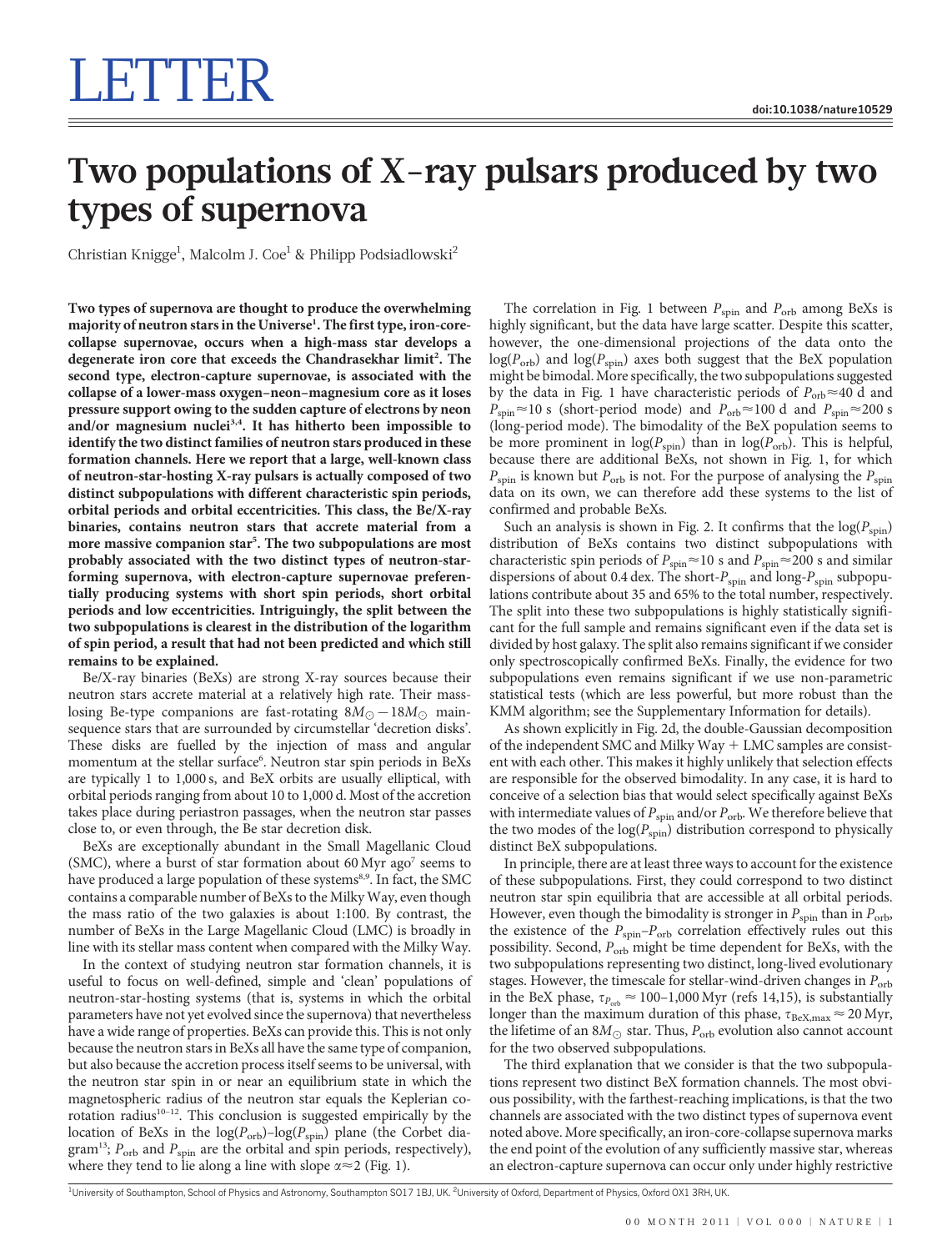# LETTER

# Two populations of X-ray pulsars produced by two types of supernova

Christian Knigge[1], Malcolm J. Coe[1] & Philipp Podsiadlowski[2]

**Two types of supernova are thought to produce the overwhelming majority of neutron stars in the Universe[1]. The first type, iron-core-collapse supernovae, occurs when a high-mass star develops a degenerate iron core that exceeds the Chandrasekhar limit[2]. The second type, electron-capture supernovae, is associated with the collapse of a lower-mass oxygen–neon–magnesium core as it loses pressure support owing to the sudden capture of electrons by neon and/or magnesium nuclei[3,4]. It has hitherto been impossible to identify the two distinct families of neutron stars produced in these formation channels. Here we report that a large, well-known class of neutron-star-hosting X-ray pulsars is actually composed of two distinct subpopulations with different characteristic spin periods, orbital periods and orbital eccentricities. This class, the Be/X-ray binaries, contains neutron stars that accrete material from a more massive companion star[5]. The two subpopulations are most probably associated with the two distinct types of neutron-star-forming supernova, with electron-capture supernovae preferentially producing systems with short spin periods, short orbital periods and low eccentricities. Intriguingly, the split between the two subpopulations is clearest in the distribution of the logarithm of spin period, a result that had not been predicted and which still remains to be explained.**

Be/X-ray binaries (BeXs) are strong X-ray sources because their neutron stars accrete material at a relatively high rate. Their mass-losing Be-type companions are fast-rotating $8M_\odot - 18M_\odot$ main-sequence stars that are surrounded by circumstellar 'decretion disks'. These disks are fuelled by the injection of mass and angular momentum at the stellar surface[6]. Neutron star spin periods in BeXs are typically 1 to 1,000 s, and BeX orbits are usually elliptical, with orbital periods ranging from about 10 to 1,000 d. Most of the accretion takes place during periastron passages, when the neutron star passes close to, or even through, the Be star decretion disk.

BeXs are exceptionally abundant in the Small Magellanic Cloud (SMC), where a burst of star formation about 60 Myr ago[7] seems to have produced a large population of these systems[8,9]. In fact, the SMC contains a comparable number of BeXs to the Milky Way, even though the mass ratio of the two galaxies is about 1:100. By contrast, the number of BeXs in the Large Magellanic Cloud (LMC) is broadly in line with its stellar mass content when compared with the Milky Way.

In the context of studying neutron star formation channels, it is useful to focus on well-defined, simple and 'clean' populations of neutron-star-hosting systems (that is, systems in which the orbital parameters have not yet evolved since the supernova) that nevertheless have a wide range of properties. BeXs can provide this. This is not only because the neutron stars in BeXs all have the same type of companion, but also because the accretion process itself seems to be universal, with the neutron star spin in or near an equilibrium state in which the magnetospheric radius of the neutron star equals the Keplerian co-rotation radius[10–12]. This conclusion is suggested empirically by the location of BeXs in the $\log(P_{\rm orb})$–$\log(P_{\rm spin})$ plane (the Corbet diagram[13]; $P_{\rm orb}$ and $P_{\rm spin}$ are the orbital and spin periods, respectively), where they tend to lie along a line with slope $\alpha \approx 2$ (Fig. 1).

The correlation in Fig. 1 between $P_{\rm spin}$ and $P_{\rm orb}$ among BeXs is highly significant, but the data have large scatter. Despite this scatter, however, the one-dimensional projections of the data onto the $\log(P_{\rm orb})$ and $\log(P_{\rm spin})$ axes both suggest that the BeX population might be bimodal. More specifically, the two subpopulations suggested by the data in Fig. 1 have characteristic periods of $P_{\rm orb} \approx 40$ d and $P_{\rm spin} \approx 10$ s (short-period mode) and $P_{\rm orb} \approx 100$ d and $P_{\rm spin} \approx 200$ s (long-period mode). The bimodality of the BeX population seems to be more prominent in $\log(P_{\rm spin})$ than in $\log(P_{\rm orb})$. This is helpful, because there are additional BeXs, not shown in Fig. 1, for which $P_{\rm spin}$ is known but $P_{\rm orb}$ is not. For the purpose of analysing the $P_{\rm spin}$ data on its own, we can therefore add these systems to the list of confirmed and probable BeXs.

Such an analysis is shown in Fig. 2. It confirms that the $\log(P_{\rm spin})$ distribution of BeXs contains two distinct subpopulations with characteristic spin periods of $P_{\rm spin} \approx 10$ s and $P_{\rm spin} \approx 200$ s and similar dispersions of about 0.4 dex. The short-$P_{\rm spin}$ and long-$P_{\rm spin}$ subpopulations contribute about 35 and 65% to the total number, respectively. The split into these two subpopulations is highly statistically significant for the full sample and remains significant even if the data set is divided by host galaxy. The split also remains significant if we consider only spectroscopically confirmed BeXs. Finally, the evidence for two subpopulations even remains significant if we use non-parametric statistical tests (which are less powerful, but more robust than the KMM algorithm; see the Supplementary Information for details).

As shown explicitly in Fig. 2d, the double-Gaussian decomposition of the independent SMC and Milky Way + LMC samples are consistent with each other. This makes it highly unlikely that selection effects are responsible for the observed bimodality. In any case, it is hard to conceive of a selection bias that would select specifically against BeXs with intermediate values of $P_{\rm spin}$ and/or $P_{\rm orb}$. We therefore believe that the two modes of the $\log(P_{\rm spin})$ distribution correspond to physically distinct BeX subpopulations.

In principle, there are at least three ways to account for the existence of these subpopulations. First, they could correspond to two distinct neutron star spin equilibria that are accessible at all orbital periods. However, even though the bimodality is stronger in $P_{\rm spin}$ than in $P_{\rm orb}$, the existence of the $P_{\rm spin}$–$P_{\rm orb}$ correlation effectively rules out this possibility. Second, $P_{\rm orb}$ might be time dependent for BeXs, with the two subpopulations representing two distinct, long-lived evolutionary stages. However, the timescale for stellar-wind-driven changes in $P_{\rm orb}$ in the BeX phase, $\tau_{P_{\rm orb}} \approx 100$–1,000 Myr (refs 14,15), is substantially longer than the maximum duration of this phase, $\tau_{\rm BeX,max} \approx 20$ Myr, the lifetime of an $8M_\odot$ star. Thus, $P_{\rm orb}$ evolution also cannot account for the two observed subpopulations.

The third explanation that we consider is that the two subpopulations represent two distinct BeX formation channels. The most obvious possibility, with the farthest-reaching implications, is that the two channels are associated with the two distinct types of supernova event noted above. More specifically, an iron-core-collapse supernova marks the end point of the evolution of any sufficiently massive star, whereas an electron-capture supernova can occur only under highly restrictive

[1]University of Southampton, School of Physics and Astronomy, Southampton SO17 1BJ, UK. [2]University of Oxford, Department of Physics, Oxford OX1 3RH, UK.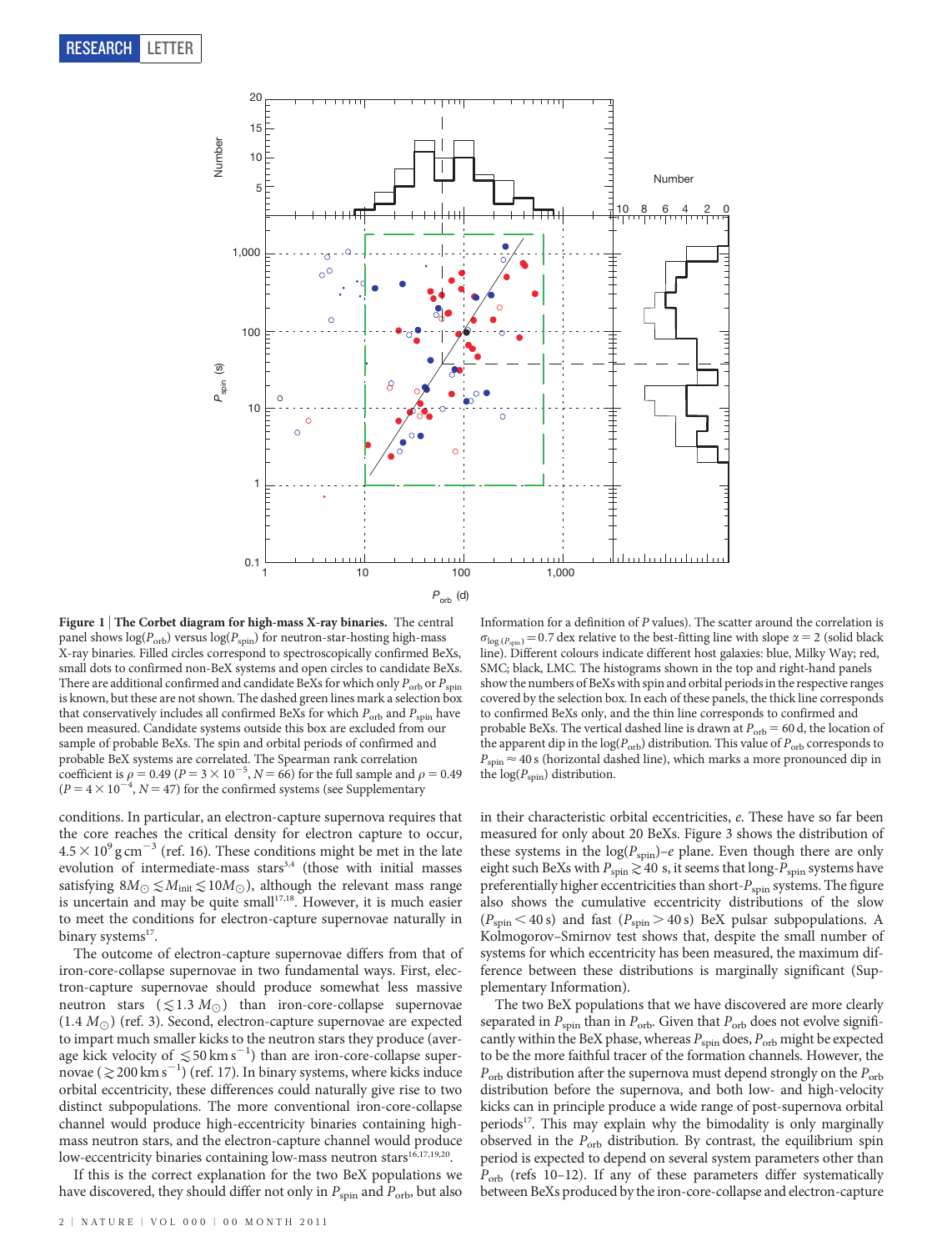**Figure 1 | The Corbet diagram for high-mass X-ray binaries.** The central panel shows $\log(P_{orb})$ versus $\log(P_{spin})$ for neutron-star-hosting high-mass X-ray binaries. Filled circles correspond to spectroscopically confirmed BeXs, small dots to confirmed non-BeX systems and open circles to candidate BeXs. There are additional confirmed and candidate BeXs for which only $P_{orb}$ or $P_{spin}$ is known, but these are not shown. The dashed green lines mark a selection box that conservatively includes all confirmed BeXs for which $P_{orb}$ and $P_{spin}$ have been measured. Candidate systems outside this box are excluded from our sample of probable BeXs. The spin and orbital periods of confirmed and probable BeX systems are correlated. The Spearman rank correlation coefficient is $\rho = 0.49$ ($P = 3 \times 10^{-5}$, $N = 66$) for the full sample and $\rho = 0.49$ ($P = 4 \times 10^{-4}$, $N = 47$) for the confirmed systems (see Supplementary Information for a definition of $P$ values). The scatter around the correlation is $\sigma_{\log(P_{spin})} = 0.7$ dex relative to the best-fitting line with slope $\alpha = 2$ (solid black line). Different colours indicate different host galaxies: blue, Milky Way; red, SMC; black, LMC. The histograms shown in the top and right-hand panels show the numbers of BeXs with spin and orbital periods in the respective ranges covered by the selection box. In each of these panels, the thick line corresponds to confirmed BeXs only, and the thin line corresponds to confirmed and probable BeXs. The vertical dashed line is drawn at $P_{orb} = 60$ d, the location of the apparent dip in the $\log(P_{orb})$ distribution. This value of $P_{orb}$ corresponds to $P_{spin} \approx 40$ s (horizontal dashed line), which marks a more pronounced dip in the $\log(P_{spin})$ distribution.

conditions. In particular, an electron-capture supernova requires that the core reaches the critical density for electron capture to occur, $4.5 \times 10^9$ g cm$^{-3}$ (ref. 16). These conditions might be met in the late evolution of intermediate-mass stars[3,4] (those with initial masses satisfying $8M_\odot \lesssim M_{init} \lesssim 10M_\odot$), although the relevant mass range is uncertain and may be quite small[17,18]. However, it is much easier to meet the conditions for electron-capture supernovae naturally in binary systems[17].

The outcome of electron-capture supernovae differs from that of iron-core-collapse supernovae in two fundamental ways. First, electron-capture supernovae should produce somewhat less massive neutron stars ($\lesssim 1.3\,M_\odot$) than iron-core-collapse supernovae ($1.4\,M_\odot$) (ref. 3). Second, electron-capture supernovae are expected to impart much smaller kicks to the neutron stars they produce (average kick velocity of $\lesssim 50$ km s$^{-1}$) than are iron-core-collapse supernovae ($\gtrsim 200$ km s$^{-1}$) (ref. 17). In binary systems, where kicks induce orbital eccentricity, these differences could naturally give rise to two distinct subpopulations. The more conventional iron-core-collapse channel would produce high-eccentricity binaries containing high-mass neutron stars, and the electron-capture channel would produce low-eccentricity binaries containing low-mass neutron stars[16,17,19,20].

If this is the correct explanation for the two BeX populations we have discovered, they should differ not only in $P_{spin}$ and $P_{orb}$, but also in their characteristic orbital eccentricities, $e$. These have so far been measured for only about 20 BeXs. Figure 3 shows the distribution of these systems in the $\log(P_{spin})$–$e$ plane. Even though there are only eight such BeXs with $P_{spin} \gtrsim 40$ s, it seems that long-$P_{spin}$ systems have preferentially higher eccentricities than short-$P_{spin}$ systems. The figure also shows the cumulative eccentricity distributions of the slow ($P_{spin} < 40$ s) and fast ($P_{spin} > 40$ s) BeX pulsar subpopulations. A Kolmogorov–Smirnov test shows that, despite the small number of systems for which eccentricity has been measured, the maximum difference between these distributions is marginally significant (Supplementary Information).

The two BeX populations that we have discovered are more clearly separated in $P_{spin}$ than in $P_{orb}$. Given that $P_{orb}$ does not evolve significantly within the BeX phase, whereas $P_{spin}$ does, $P_{orb}$ might be expected to be the more faithful tracer of the formation channels. However, the $P_{orb}$ distribution after the supernova must depend strongly on the $P_{orb}$ distribution before the supernova, and both low- and high-velocity kicks can in principle produce a wide range of post-supernova orbital periods[17]. This may explain why the bimodality is only marginally observed in the $P_{orb}$ distribution. By contrast, the equilibrium spin period is expected to depend on several system parameters other than $P_{orb}$ (refs 10–12). If any of these parameters differ systematically between BeXs produced by the iron-core-collapse and electron-capture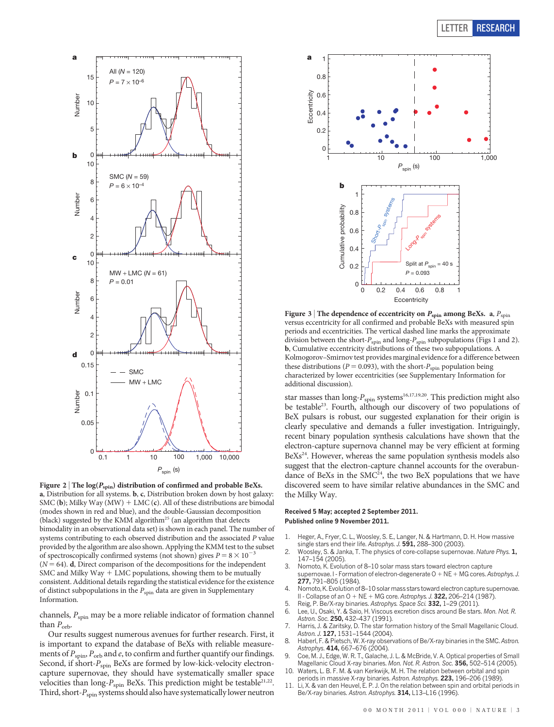**Figure 2 | The log($P_{spin}$) distribution of confirmed and probable BeXs.** **a**, Distribution for all systems. **b**, **c**, Distribution broken down by host galaxy: SMC (**b**); Milky Way (MW) + LMC (**c**). All of these distributions are bimodal (modes shown in red and blue), and the double-Gaussian decomposition (black) suggested by the KMM algorithm[25] (an algorithm that detects bimodality in an observational data set) is shown in each panel. The number of systems contributing to each observed distribution and the associated $P$ value provided by the algorithm are also shown. Applying the KMM test to the subset of spectroscopically confirmed systems (not shown) gives $P = 8 \times 10^{-3}$ ($N = 64$). **d**, Direct comparison of the decompositions for the independent SMC and Milky Way + LMC populations, showing them to be mutually consistent. Additional details regarding the statistical evidence for the existence of distinct subpopulations in the $P_{spin}$ data are given in Supplementary Information.

**Figure 3 | The dependence of eccentricity on $P_{spin}$ among BeXs.** **a**, $P_{spin}$ versus eccentricity for all confirmed and probable BeXs with measured spin periods and eccentricities. The vertical dashed line marks the approximate division between the short-$P_{spin}$ and long-$P_{spin}$ subpopulations (Figs 1 and 2). **b**, Cumulative eccentricity distributions of these two subpopulations. A Kolmogorov–Smirnov test provides marginal evidence for a difference between these distributions ($P = 0.093$), with the short-$P_{spin}$ population being characterized by lower eccentricities (see Supplementary Information for additional discussion).

channels, $P_{spin}$ may be a more reliable indicator of formation channel than $P_{orb}$.

Our results suggest numerous avenues for further research. First, it is important to expand the database of BeXs with reliable measurements of $P_{spin}$, $P_{orb}$ and $e$, to confirm and further quantify our findings. Second, if short-$P_{spin}$ BeXs are formed by low-kick-velocity electron-capture supernovae, they should have systematically smaller space velocities than long-$P_{spin}$ BeXs. This prediction might be testable[21,22]. Third, short-$P_{spin}$ systems should also have systematically lower neutron star masses than long-$P_{spin}$ systems[16,17,19,20]. This prediction might also be testable[23]. Fourth, although our discovery of two populations of BeX pulsars is robust, our suggested explanation for their origin is clearly speculative and demands a fuller investigation. Intriguingly, recent binary population synthesis calculations have shown that the electron-capture supernova channel may be very efficient at forming BeXs[24]. However, whereas the same population synthesis models also suggest that the electron-capture channel accounts for the overabundance of BeXs in the SMC[24], the two BeX populations that we have discovered seem to have similar relative abundances in the SMC and the Milky Way.

**Received 5 May; accepted 2 September 2011.**
**Published online 9 November 2011.**

1. Heger, A., Fryer, C. L., Woosley, S. E., Langer, N. & Hartmann, D. H. How massive single stars end their life. *Astrophys. J.* **591,** 288–300 (2003).
2. Woosley, S. & Janka, T. The physics of core-collapse supernovae. *Nature Phys.* **1,** 147–154 (2005).
3. Nomoto, K. Evolution of 8–10 solar mass stars toward electron capture supernovae. I - Formation of electron-degenerate O + NE + MG cores. *Astrophys. J.* **277,** 791–805 (1984).
4. Nomoto, K. Evolution of 8–10 solar mass stars toward electron capture supernovae. II - Collapse of an O + NE + MG core. *Astrophys. J.* **322,** 206–214 (1987).
5. Reig, P. Be/X-ray binaries. *Astrophys. Space Sci.* **332,** 1–29 (2011).
6. Lee, U., Osaki, Y. & Saio, H. Viscous excretion discs around Be stars. *Mon. Not. R. Astron. Soc.* **250,** 432–437 (1991).
7. Harris, J. & Zaritsky, D. The star formation history of the Small Magellanic Cloud. *Astron. J.* **127,** 1531–1544 (2004).
8. Haberl, F. & Pietsch, W. X-ray observations of Be/X-ray binaries in the SMC. *Astron. Astrophys.* **414,** 667–676 (2004).
9. Coe, M. J., Edge, W. R. T., Galache, J. L. & McBride, V. A. Optical properties of Small Magellanic Cloud X-ray binaries. *Mon. Not. R. Astron. Soc.* **356,** 502–514 (2005).
10. Waters, L. B. F. M. & van Kerkwijk, M. H. The relation between orbital and spin periods in massive X-ray binaries. *Astron. Astrophys.* **223,** 196–206 (1989).
11. Li, X. & van den Heuvel, E. P. J. On the relation between spin and orbital periods in Be/X-ray binaries. *Astron. Astrophys.* **314,** L13–L16 (1996).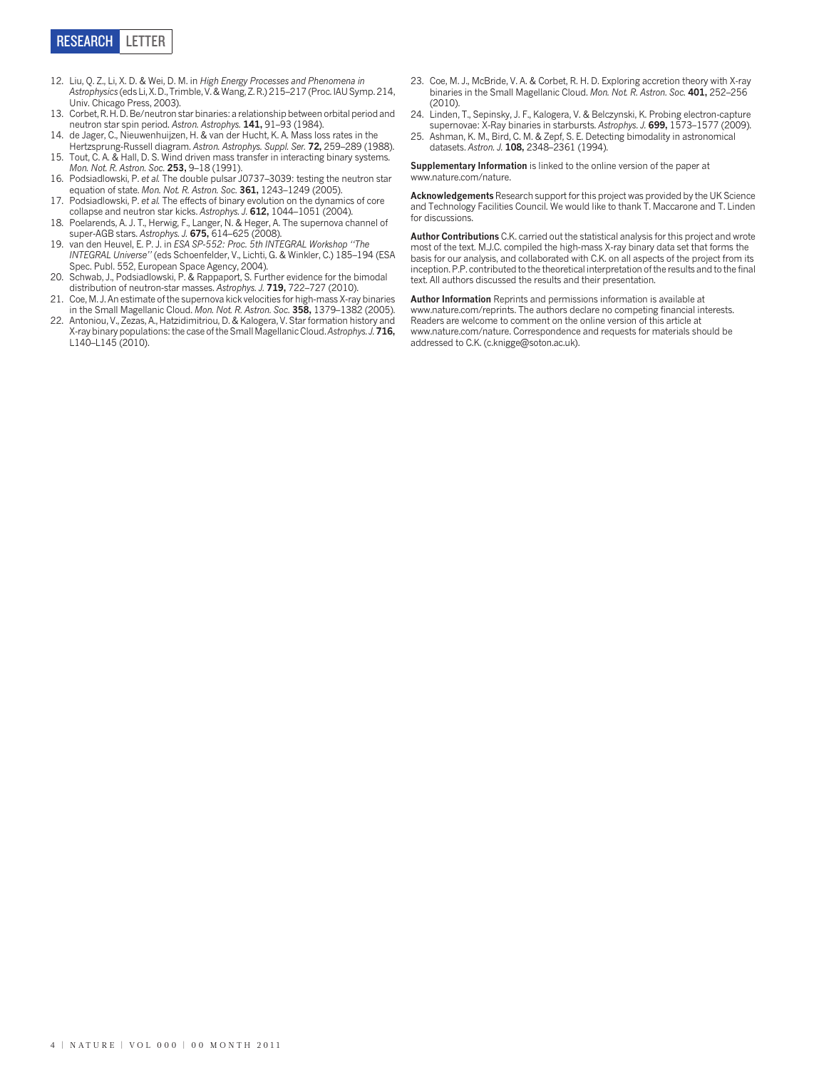12. Liu, Q. Z., Li, X. D. & Wei, D. M. in *High Energy Processes and Phenomena in Astrophysics* (eds Li, X. D., Trimble, V. & Wang, Z. R.) 215–217 (Proc. IAU Symp. 214, Univ. Chicago Press, 2003).
13. Corbet, R. H. D. Be/neutron star binaries: a relationship between orbital period and neutron star spin period. *Astron. Astrophys.* **141,** 91–93 (1984).
14. de Jager, C., Nieuwenhuijzen, H. & van der Hucht, K. A. Mass loss rates in the Hertzsprung-Russell diagram. *Astron. Astrophys. Suppl. Ser.* **72,** 259–289 (1988).
15. Tout, C. A. & Hall, D. S. Wind driven mass transfer in interacting binary systems. *Mon. Not. R. Astron. Soc.* **253,** 9–18 (1991).
16. Podsiadlowski, P. *et al.* The double pulsar J0737–3039: testing the neutron star equation of state. *Mon. Not. R. Astron. Soc.* **361,** 1243–1249 (2005).
17. Podsiadlowski, P. *et al.* The effects of binary evolution on the dynamics of core collapse and neutron star kicks. *Astrophys. J.* **612,** 1044–1051 (2004).
18. Poelarends, A. J. T., Herwig, F., Langer, N. & Heger, A. The supernova channel of super-AGB stars. *Astrophys. J.* **675,** 614–625 (2008).
19. van den Heuvel, E. P. J. in *ESA SP-552: Proc. 5th INTEGRAL Workshop "The INTEGRAL Universe"* (eds Schoenfelder, V., Lichti, G. & Winkler, C.) 185–194 (ESA Spec. Publ. 552, European Space Agency, 2004).
20. Schwab, J., Podsiadlowski, P. & Rappaport, S. Further evidence for the bimodal distribution of neutron-star masses. *Astrophys. J.* **719,** 722–727 (2010).
21. Coe, M. J. An estimate of the supernova kick velocities for high-mass X-ray binaries in the Small Magellanic Cloud. *Mon. Not. R. Astron. Soc.* **358,** 1379–1382 (2005).
22. Antoniou, V., Zezas, A., Hatzidimitriou, D. & Kalogera, V. Star formation history and X-ray binary populations: the case of the Small Magellanic Cloud. *Astrophys. J.* **716,** L140–L145 (2010).
23. Coe, M. J., McBride, V. A. & Corbet, R. H. D. Exploring accretion theory with X-ray binaries in the Small Magellanic Cloud. *Mon. Not. R. Astron. Soc.* **401,** 252–256 (2010).
24. Linden, T., Sepinsky, J. F., Kalogera, V. & Belczynski, K. Probing electron-capture supernovae: X-Ray binaries in starbursts. *Astrophys. J.* **699,** 1573–1577 (2009).
25. Ashman, K. M., Bird, C. M. & Zepf, S. E. Detecting bimodality in astronomical datasets. *Astron. J.* **108,** 2348–2361 (1994).

**Supplementary Information** is linked to the online version of the paper at www.nature.com/nature.

**Acknowledgements** Research support for this project was provided by the UK Science and Technology Facilities Council. We would like to thank T. Maccarone and T. Linden for discussions.

**Author Contributions** C.K. carried out the statistical analysis for this project and wrote most of the text. M.J.C. compiled the high-mass X-ray binary data set that forms the basis for our analysis, and collaborated with C.K. on all aspects of the project from its inception. P.P. contributed to the theoretical interpretation of the results and to the final text. All authors discussed the results and their presentation.

**Author Information** Reprints and permissions information is available at www.nature.com/reprints. The authors declare no competing financial interests. Readers are welcome to comment on the online version of this article at www.nature.com/nature. Correspondence and requests for materials should be addressed to C.K. (c.knigge@soton.ac.uk).